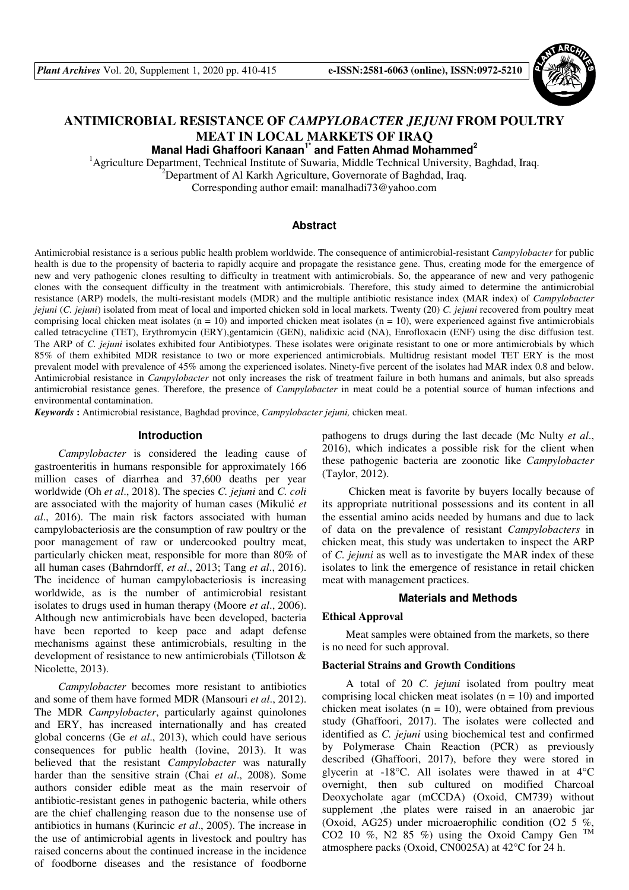# ANTIMICROBIAL RESISTANCE OF *CAMPYLOBACTER JEJUNI* FROM POULTRY MEAT IN LOCAL MARKETS OF IRAQ

**Manal Hadi Ghaffoori Kanaan[1*] and Fatten Ahmad Mohammed[2]**

[1]Agriculture Department, Technical Institute of Suwaria, Middle Technical University, Baghdad, Iraq.
[2]Department of Al Karkh Agriculture, Governorate of Baghdad, Iraq.
Corresponding author email: manalhadi73@yahoo.com

## Abstract

Antimicrobial resistance is a serious public health problem worldwide. The consequence of antimicrobial-resistant *Campylobacter* for public health is due to the propensity of bacteria to rapidly acquire and propagate the resistance gene. Thus, creating mode for the emergence of new and very pathogenic clones resulting to difficulty in treatment with antimicrobials. So, the appearance of new and very pathogenic clones with the consequent difficulty in the treatment with antimicrobials. Therefore, this study aimed to determine the antimicrobial resistance (ARP) models, the multi-resistant models (MDR) and the multiple antibiotic resistance index (MAR index) of *Campylobacter jejuni* (*C. jejuni*) isolated from meat of local and imported chicken sold in local markets. Twenty (20) *C. jejuni* recovered from poultry meat comprising local chicken meat isolates (n = 10) and imported chicken meat isolates (n = 10), were experienced against five antimicrobials called tetracycline (TET), Erythromycin (ERY),gentamicin (GEN), nalidixic acid (NA), Enrofloxacin (ENF) using the disc diffusion test. The ARP of *C. jejuni* isolates exhibited four Antibiotypes. These isolates were originate resistant to one or more antimicrobials by which 85% of them exhibited MDR resistance to two or more experienced antimicrobials. Multidrug resistant model TET ERY is the most prevalent model with prevalence of 45% among the experienced isolates. Ninety-five percent of the isolates had MAR index 0.8 and below. Antimicrobial resistance in *Campylobacter* not only increases the risk of treatment failure in both humans and animals, but also spreads antimicrobial resistance genes. Therefore, the presence of *Campylobacter* in meat could be a potential source of human infections and environmental contamination.

***Keywords*** **:** Antimicrobial resistance, Baghdad province, *Campylobacter jejuni,* chicken meat.

## Introduction

*Campylobacter* is considered the leading cause of gastroenteritis in humans responsible for approximately 166 million cases of diarrhea and 37,600 deaths per year worldwide (Oh *et al*., 2018). The species *C. jejuni* and *C. coli* are associated with the majority of human cases (Mikulić *et al*., 2016). The main risk factors associated with human campylobacteriosis are the consumption of raw poultry or the poor management of raw or undercooked poultry meat, particularly chicken meat, responsible for more than 80% of all human cases (Bahrndorff, *et al*., 2013; Tang *et al*., 2016). The incidence of human campylobacteriosis is increasing worldwide, as is the number of antimicrobial resistant isolates to drugs used in human therapy (Moore *et al*., 2006). Although new antimicrobials have been developed, bacteria have been reported to keep pace and adapt defense mechanisms against these antimicrobials, resulting in the development of resistance to new antimicrobials (Tillotson & Nicolette, 2013).

*Campylobacter* becomes more resistant to antibiotics and some of them have formed MDR (Mansouri *et al*., 2012). The MDR *Campylobacter*, particularly against quinolones and ERY, has increased internationally and has created global concerns (Ge *et al*., 2013), which could have serious consequences for public health (Iovine, 2013). It was believed that the resistant *Campylobacter* was naturally harder than the sensitive strain (Chai *et al*., 2008). Some authors consider edible meat as the main reservoir of antibiotic-resistant genes in pathogenic bacteria, while others are the chief challenging reason due to the nonsense use of antibiotics in humans (Kurincic *et al*., 2005). The increase in the use of antimicrobial agents in livestock and poultry has raised concerns about the continued increase in the incidence of foodborne diseases and the resistance of foodborne pathogens to drugs during the last decade (Mc Nulty *et al*., 2016), which indicates a possible risk for the client when these pathogenic bacteria are zoonotic like *Campylobacter* (Taylor, 2012).

Chicken meat is favorite by buyers locally because of its appropriate nutritional possessions and its content in all the essential amino acids needed by humans and due to lack of data on the prevalence of resistant *Campylobacters* in chicken meat, this study was undertaken to inspect the ARP of *C. jejuni* as well as to investigate the MAR index of these isolates to link the emergence of resistance in retail chicken meat with management practices.

## Materials and Methods

### Ethical Approval

Meat samples were obtained from the markets, so there is no need for such approval.

### Bacterial Strains and Growth Conditions

A total of 20 *C. jejuni* isolated from poultry meat comprising local chicken meat isolates (n = 10) and imported chicken meat isolates (n = 10), were obtained from previous study (Ghaffoori, 2017). The isolates were collected and identified as *C. jejuni* using biochemical test and confirmed by Polymerase Chain Reaction (PCR) as previously described (Ghaffoori, 2017), before they were stored in glycerin at -18°C. All isolates were thawed in at 4°C overnight, then sub cultured on modified Charcoal Deoxycholate agar (mCCDA) (Oxoid, CM739) without supplement ,the plates were raised in an anaerobic jar (Oxoid, AG25) under microaerophilic condition ($O_2$ 5 %, $CO_2$ 10 %, $N_2$ 85 %) using the Oxoid Campy Gen ™ atmosphere packs (Oxoid, CN0025A) at 42°C for 24 h.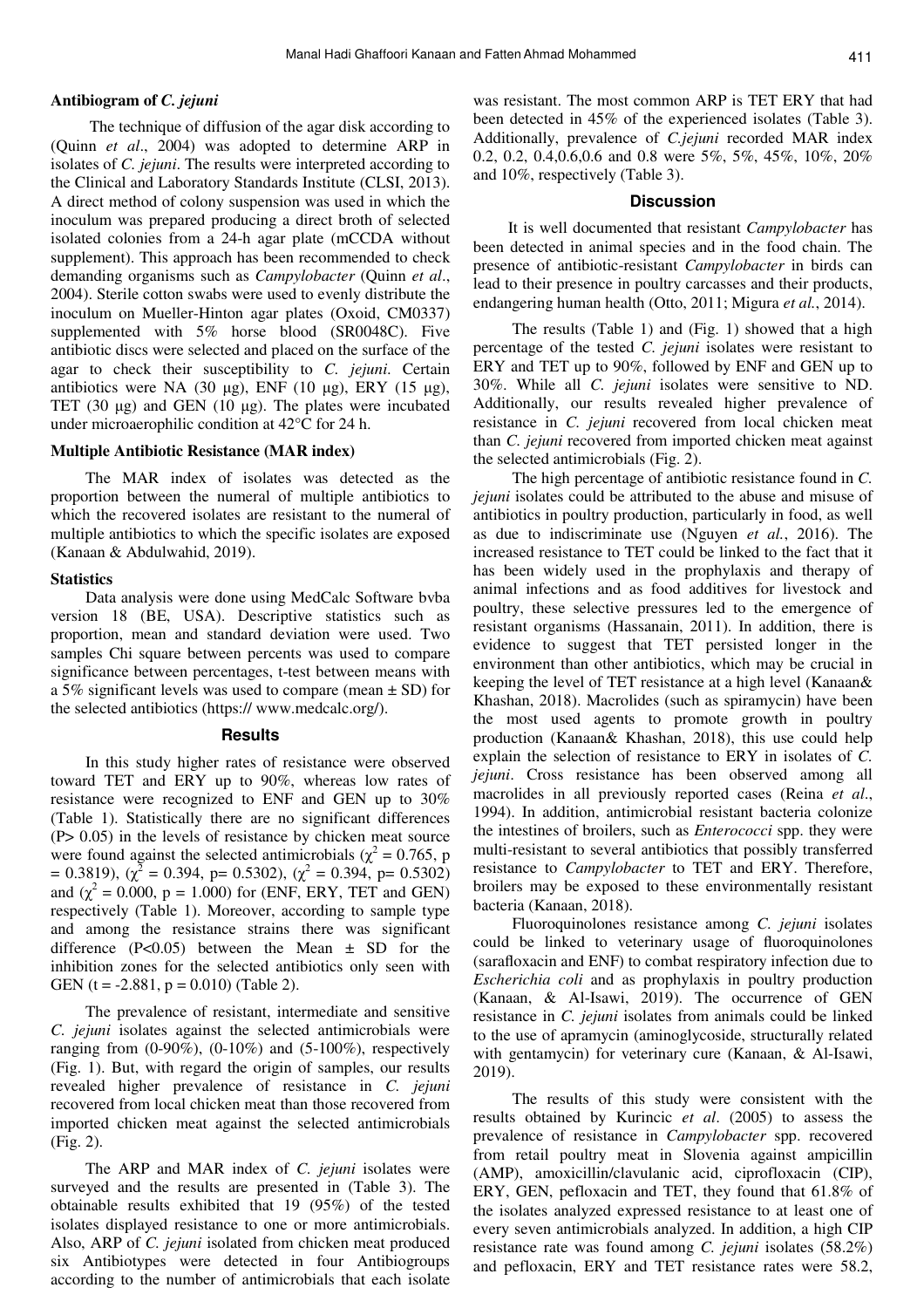### Antibiogram of *C. jejuni*

The technique of diffusion of the agar disk according to (Quinn *et al*., 2004) was adopted to determine ARP in isolates of *C. jejuni*. The results were interpreted according to the Clinical and Laboratory Standards Institute (CLSI, 2013). A direct method of colony suspension was used in which the inoculum was prepared producing a direct broth of selected isolated colonies from a 24-h agar plate (mCCDA without supplement). This approach has been recommended to check demanding organisms such as *Campylobacter* (Quinn *et al*., 2004). Sterile cotton swabs were used to evenly distribute the inoculum on Mueller-Hinton agar plates (Oxoid, CM0337) supplemented with 5% horse blood (SR0048C). Five antibiotic discs were selected and placed on the surface of the agar to check their susceptibility to *C. jejuni*. Certain antibiotics were NA (30 µg), ENF (10 µg), ERY (15 µg), TET (30 µg) and GEN (10 µg). The plates were incubated under microaerophilic condition at 42°C for 24 h.

### Multiple Antibiotic Resistance (MAR index)

The MAR index of isolates was detected as the proportion between the numeral of multiple antibiotics to which the recovered isolates are resistant to the numeral of multiple antibiotics to which the specific isolates are exposed (Kanaan & Abdulwahid, 2019).

### Statistics

Data analysis were done using MedCalc Software bvba version 18 (BE, USA). Descriptive statistics such as proportion, mean and standard deviation were used. Two samples Chi square between percents was used to compare significance between percentages, t-test between means with a 5% significant levels was used to compare (mean ± SD) for the selected antibiotics (https:// www.medcalc.org/).

## Results

In this study higher rates of resistance were observed toward TET and ERY up to 90%, whereas low rates of resistance were recognized to ENF and GEN up to 30% (Table 1). Statistically there are no significant differences ($P > 0.05$) in the levels of resistance by chicken meat source were found against the selected antimicrobials ($\chi^2 = 0.765$, p = 0.3819), ($\chi^2 = 0.394$, p= 0.5302), ($\chi^2 = 0.394$, p= 0.5302) and ($\chi^2 = 0.000$, p = 1.000) for (ENF, ERY, TET and GEN) respectively (Table 1). Moreover, according to sample type and among the resistance strains there was significant difference ($P<0.05$) between the Mean ± SD for the inhibition zones for the selected antibiotics only seen with GEN (t = -2.881, p = 0.010) (Table 2).

The prevalence of resistant, intermediate and sensitive *C. jejuni* isolates against the selected antimicrobials were ranging from (0-90%), (0-10%) and (5-100%), respectively (Fig. 1). But, with regard the origin of samples, our results revealed higher prevalence of resistance in *C. jejuni* recovered from local chicken meat than those recovered from imported chicken meat against the selected antimicrobials (Fig. 2).

The ARP and MAR index of *C. jejuni* isolates were surveyed and the results are presented in (Table 3). The obtainable results exhibited that 19 (95%) of the tested isolates displayed resistance to one or more antimicrobials. Also, ARP of *C. jejuni* isolated from chicken meat produced six Antibiotypes were detected in four Antibiogroups according to the number of antimicrobials that each isolate was resistant. The most common ARP is TET ERY that had been detected in 45% of the experienced isolates (Table 3). Additionally, prevalence of *C.jejuni* recorded MAR index 0.2, 0.2, 0.4,0.6,0.6 and 0.8 were 5%, 5%, 45%, 10%, 20% and 10%, respectively (Table 3).

## Discussion

It is well documented that resistant *Campylobacter* has been detected in animal species and in the food chain. The presence of antibiotic-resistant *Campylobacter* in birds can lead to their presence in poultry carcasses and their products, endangering human health (Otto, 2011; Migura *et al.*, 2014).

The results (Table 1) and (Fig. 1) showed that a high percentage of the tested *C. jejuni* isolates were resistant to ERY and TET up to 90%, followed by ENF and GEN up to 30%. While all *C. jejuni* isolates were sensitive to ND. Additionally, our results revealed higher prevalence of resistance in *C. jejuni* recovered from local chicken meat than *C. jejuni* recovered from imported chicken meat against the selected antimicrobials (Fig. 2).

The high percentage of antibiotic resistance found in *C. jejuni* isolates could be attributed to the abuse and misuse of antibiotics in poultry production, particularly in food, as well as due to indiscriminate use (Nguyen *et al.*, 2016). The increased resistance to TET could be linked to the fact that it has been widely used in the prophylaxis and therapy of animal infections and as food additives for livestock and poultry, these selective pressures led to the emergence of resistant organisms (Hassanain, 2011). In addition, there is evidence to suggest that TET persisted longer in the environment than other antibiotics, which may be crucial in keeping the level of TET resistance at a high level (Kanaan& Khashan, 2018). Macrolides (such as spiramycin) have been the most used agents to promote growth in poultry production (Kanaan& Khashan, 2018), this use could help explain the selection of resistance to ERY in isolates of *C. jejuni*. Cross resistance has been observed among all macrolides in all previously reported cases (Reina *et al*., 1994). In addition, antimicrobial resistant bacteria colonize the intestines of broilers, such as *Enterococci* spp. they were multi-resistant to several antibiotics that possibly transferred resistance to *Campylobacter* to TET and ERY. Therefore, broilers may be exposed to these environmentally resistant bacteria (Kanaan, 2018).

Fluoroquinolones resistance among *C. jejuni* isolates could be linked to veterinary usage of fluoroquinolones (sarafloxacin and ENF) to combat respiratory infection due to *Escherichia coli* and as prophylaxis in poultry production (Kanaan, & Al-Isawi, 2019). The occurrence of GEN resistance in *C. jejuni* isolates from animals could be linked to the use of apramycin (aminoglycoside, structurally related with gentamycin) for veterinary cure (Kanaan, & Al-Isawi, 2019).

The results of this study were consistent with the results obtained by Kurincic *et al*. (2005) to assess the prevalence of resistance in *Campylobacter* spp. recovered from retail poultry meat in Slovenia against ampicillin (AMP), amoxicillin/clavulanic acid, ciprofloxacin (CIP), ERY, GEN, pefloxacin and TET, they found that 61.8% of the isolates analyzed expressed resistance to at least one of every seven antimicrobials analyzed. In addition, a high CIP resistance rate was found among *C. jejuni* isolates (58.2%) and pefloxacin, ERY and TET resistance rates were 58.2,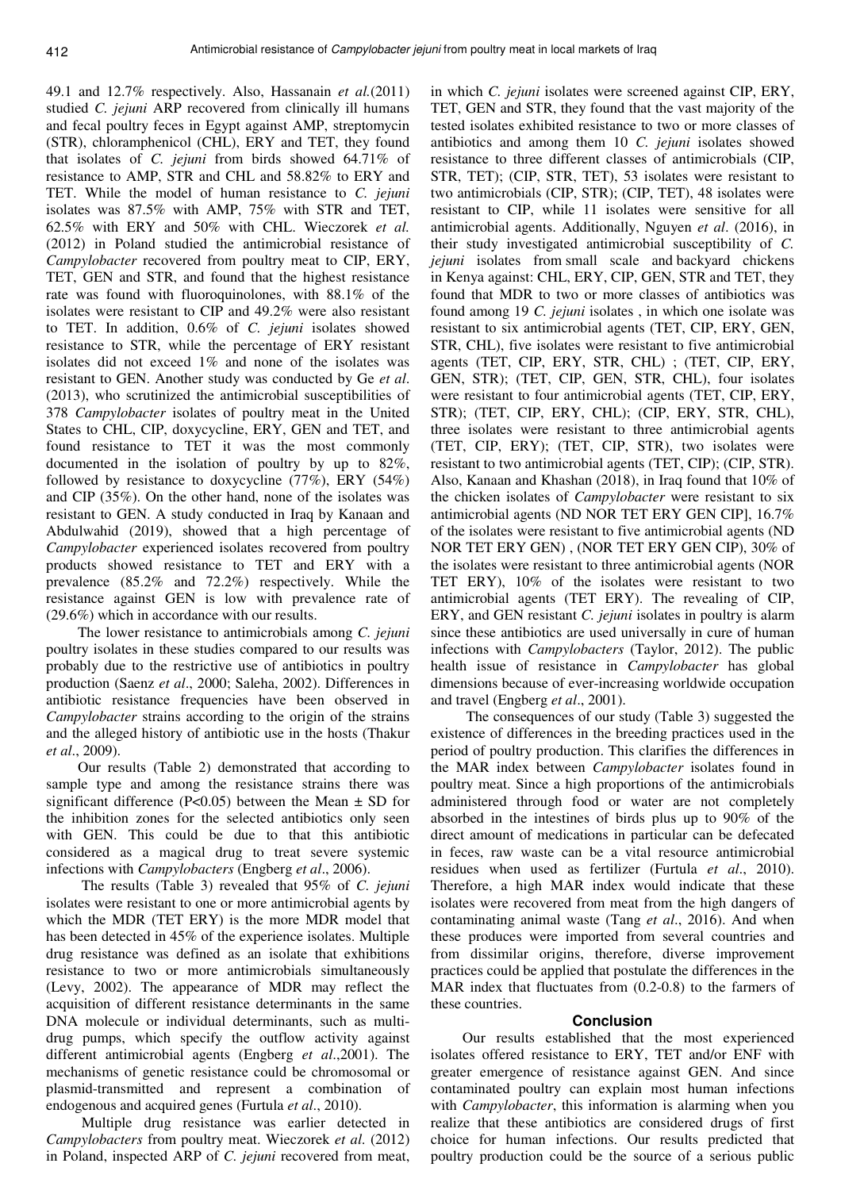49.1 and 12.7% respectively. Also, Hassanain *et al.*(2011) studied *C. jejuni* ARP recovered from clinically ill humans and fecal poultry feces in Egypt against AMP, streptomycin (STR), chloramphenicol (CHL), ERY and TET, they found that isolates of *C. jejuni* from birds showed 64.71% of resistance to AMP, STR and CHL and 58.82% to ERY and TET. While the model of human resistance to *C. jejuni* isolates was 87.5% with AMP, 75% with STR and TET, 62.5% with ERY and 50% with CHL. Wieczorek *et al.* (2012) in Poland studied the antimicrobial resistance of *Campylobacter* recovered from poultry meat to CIP, ERY, TET, GEN and STR, and found that the highest resistance rate was found with fluoroquinolones, with 88.1% of the isolates were resistant to CIP and 49.2% were also resistant to TET. In addition, 0.6% of *C. jejuni* isolates showed resistance to STR, while the percentage of ERY resistant isolates did not exceed 1% and none of the isolates was resistant to GEN. Another study was conducted by Ge *et al.* (2013), who scrutinized the antimicrobial susceptibilities of 378 *Campylobacter* isolates of poultry meat in the United States to CHL, CIP, doxycycline, ERY, GEN and TET, and found resistance to TET it was the most commonly documented in the isolation of poultry by up to 82%, followed by resistance to doxycycline (77%), ERY (54%) and CIP (35%). On the other hand, none of the isolates was resistant to GEN. A study conducted in Iraq by Kanaan and Abdulwahid (2019), showed that a high percentage of *Campylobacter* experienced isolates recovered from poultry products showed resistance to TET and ERY with a prevalence (85.2% and 72.2%) respectively. While the resistance against GEN is low with prevalence rate of (29.6%) which in accordance with our results.

The lower resistance to antimicrobials among *C. jejuni* poultry isolates in these studies compared to our results was probably due to the restrictive use of antibiotics in poultry production (Saenz *et al*., 2000; Saleha, 2002). Differences in antibiotic resistance frequencies have been observed in *Campylobacter* strains according to the origin of the strains and the alleged history of antibiotic use in the hosts (Thakur *et al*., 2009).

Our results (Table 2) demonstrated that according to sample type and among the resistance strains there was significant difference ($P<0.05$) between the Mean ± SD for the inhibition zones for the selected antibiotics only seen with GEN. This could be due to that this antibiotic considered as a magical drug to treat severe systemic infections with *Campylobacters* (Engberg *et al*., 2006).

The results (Table 3) revealed that 95% of *C. jejuni* isolates were resistant to one or more antimicrobial agents by which the MDR (TET ERY) is the more MDR model that has been detected in 45% of the experience isolates. Multiple drug resistance was defined as an isolate that exhibitions resistance to two or more antimicrobials simultaneously (Levy, 2002). The appearance of MDR may reflect the acquisition of different resistance determinants in the same DNA molecule or individual determinants, such as multi-drug pumps, which specify the outflow activity against different antimicrobial agents (Engberg *et al*.,2001). The mechanisms of genetic resistance could be chromosomal or plasmid-transmitted and represent a combination of endogenous and acquired genes (Furtula *et al*., 2010).

Multiple drug resistance was earlier detected in *Campylobacters* from poultry meat. Wieczorek *et al*. (2012) in Poland, inspected ARP of *C. jejuni* recovered from meat, in which *C. jejuni* isolates were screened against CIP, ERY, TET, GEN and STR, they found that the vast majority of the tested isolates exhibited resistance to two or more classes of antibiotics and among them 10 *C. jejuni* isolates showed resistance to three different classes of antimicrobials (CIP, STR, TET); (CIP, STR, TET), 53 isolates were resistant to two antimicrobials (CIP, STR); (CIP, TET), 48 isolates were resistant to CIP, while 11 isolates were sensitive for all antimicrobial agents. Additionally, Nguyen *et al*. (2016), in their study investigated antimicrobial susceptibility of *C. jejuni* isolates from small scale and backyard chickens in Kenya against: CHL, ERY, CIP, GEN, STR and TET, they found that MDR to two or more classes of antibiotics was found among 19 *C. jejuni* isolates , in which one isolate was resistant to six antimicrobial agents (TET, CIP, ERY, GEN, STR, CHL), five isolates were resistant to five antimicrobial agents (TET, CIP, ERY, STR, CHL) ; (TET, CIP, ERY, GEN, STR); (TET, CIP, GEN, STR, CHL), four isolates were resistant to four antimicrobial agents (TET, CIP, ERY, STR); (TET, CIP, ERY, CHL); (CIP, ERY, STR, CHL), three isolates were resistant to three antimicrobial agents (TET, CIP, ERY); (TET, CIP, STR), two isolates were resistant to two antimicrobial agents (TET, CIP); (CIP, STR). Also, Kanaan and Khashan (2018), in Iraq found that 10% of the chicken isolates of *Campylobacter* were resistant to six antimicrobial agents (ND NOR TET ERY GEN CIP], 16.7% of the isolates were resistant to five antimicrobial agents (ND NOR TET ERY GEN) , (NOR TET ERY GEN CIP), 30% of the isolates were resistant to three antimicrobial agents (NOR TET ERY), 10% of the isolates were resistant to two antimicrobial agents (TET ERY). The revealing of CIP, ERY, and GEN resistant *C. jejuni* isolates in poultry is alarm since these antibiotics are used universally in cure of human infections with *Campylobacters* (Taylor, 2012). The public health issue of resistance in *Campylobacter* has global dimensions because of ever-increasing worldwide occupation and travel (Engberg *et al*., 2001).

The consequences of our study (Table 3) suggested the existence of differences in the breeding practices used in the period of poultry production. This clarifies the differences in the MAR index between *Campylobacter* isolates found in poultry meat. Since a high proportions of the antimicrobials administered through food or water are not completely absorbed in the intestines of birds plus up to 90% of the direct amount of medications in particular can be defecated in feces, raw waste can be a vital resource antimicrobial residues when used as fertilizer (Furtula *et al*., 2010). Therefore, a high MAR index would indicate that these isolates were recovered from meat from the high dangers of contaminating animal waste (Tang *et al*., 2016). And when these produces were imported from several countries and from dissimilar origins, therefore, diverse improvement practices could be applied that postulate the differences in the MAR index that fluctuates from (0.2-0.8) to the farmers of these countries.

## Conclusion

Our results established that the most experienced isolates offered resistance to ERY, TET and/or ENF with greater emergence of resistance against GEN. And since contaminated poultry can explain most human infections with *Campylobacter*, this information is alarming when you realize that these antibiotics are considered drugs of first choice for human infections. Our results predicted that poultry production could be the source of a serious public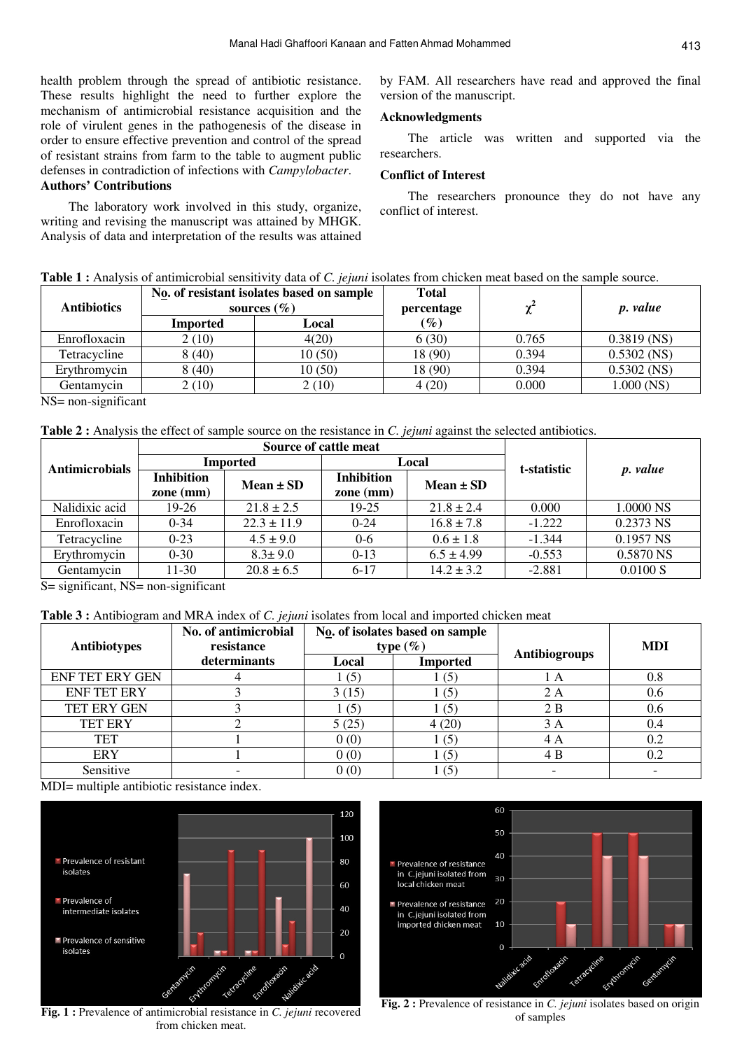health problem through the spread of antibiotic resistance. These results highlight the need to further explore the mechanism of antimicrobial resistance acquisition and the role of virulent genes in the pathogenesis of the disease in order to ensure effective prevention and control of the spread of resistant strains from farm to the table to augment public defenses in contradiction of infections with *Campylobacter*.

## Authors' Contributions

The laboratory work involved in this study, organize, writing and revising the manuscript was attained by MHGK. Analysis of data and interpretation of the results was attained by FAM. All researchers have read and approved the final version of the manuscript.

## Acknowledgments

The article was written and supported via the researchers.

## Conflict of Interest

The researchers pronounce they do not have any conflict of interest.

**Table 1 :** Analysis of antimicrobial sensitivity data of *C. jejuni* isolates from chicken meat based on the sample source.

| Antibiotics | No. of resistant isolates based on sample sources (%) | | Total percentage (%) | $\chi^2$ | *p. value* |
|---|---|---|---|---|---|
| | Imported | Local | | | |
| Enrofloxacin | 2 (10) | 4(20) | 6 (30) | 0.765 | 0.3819 (NS) |
| Tetracycline | 8 (40) | 10 (50) | 18 (90) | 0.394 | 0.5302 (NS) |
| Erythromycin | 8 (40) | 10 (50) | 18 (90) | 0.394 | 0.5302 (NS) |
| Gentamycin | 2 (10) | 2 (10) | 4 (20) | 0.000 | 1.000 (NS) |

NS= non-significant

**Table 2 :** Analysis the effect of sample source on the resistance in *C. jejuni* against the selected antibiotics.

| Antimicrobials | Source of cattle meat | | | | t-statistic | *p. value* |
|---|---|---|---|---|---|---|
| | Imported | | Local | | | |
| | Inhibition zone (mm) | Mean ± SD | Inhibition zone (mm) | Mean ± SD | | |
| Nalidixic acid | 19-26 | 21.8 ± 2.5 | 19-25 | 21.8 ± 2.4 | 0.000 | 1.0000 NS |
| Enrofloxacin | 0-34 | 22.3 ± 11.9 | 0-24 | 16.8 ± 7.8 | -1.222 | 0.2373 NS |
| Tetracycline | 0-23 | 4.5 ± 9.0 | 0-6 | 0.6 ± 1.8 | -1.344 | 0.1957 NS |
| Erythromycin | 0-30 | 8.3± 9.0 | 0-13 | 6.5 ± 4.99 | -0.553 | 0.5870 NS |
| Gentamycin | 11-30 | 20.8 ± 6.5 | 6-17 | 14.2 ± 3.2 | -2.881 | 0.0100 S |

S= significant, NS= non-significant

**Table 3 :** Antibiogram and MRA index of *C. jejuni* isolates from local and imported chicken meat

| Antibiotypes | No. of antimicrobial resistance determinants | No. of isolates based on sample type (%) | | Antibiogroups | MDI |
|---|---|---|---|---|---|
| | | Local | Imported | | |
| ENF TET ERY GEN | 4 | 1 (5) | 1 (5) | 1 A | 0.8 |
| ENF TET ERY | 3 | 3 (15) | 1 (5) | 2 A | 0.6 |
| TET ERY GEN | 3 | 1 (5) | 1 (5) | 2 B | 0.6 |
| TET ERY | 2 | 5 (25) | 4 (20) | 3 A | 0.4 |
| TET | 1 | 0 (0) | 1 (5) | 4 A | 0.2 |
| ERY | 1 | 0 (0) | 1 (5) | 4 B | 0.2 |
| Sensitive | - | 0 (0) | 1 (5) | - | - |

MDI= multiple antibiotic resistance index.

**Fig. 1 :** Prevalence of antimicrobial resistance in *C. jejuni* recovered from chicken meat.

**Fig. 2 :** Prevalence of resistance in *C. jejuni* isolates based on origin of samples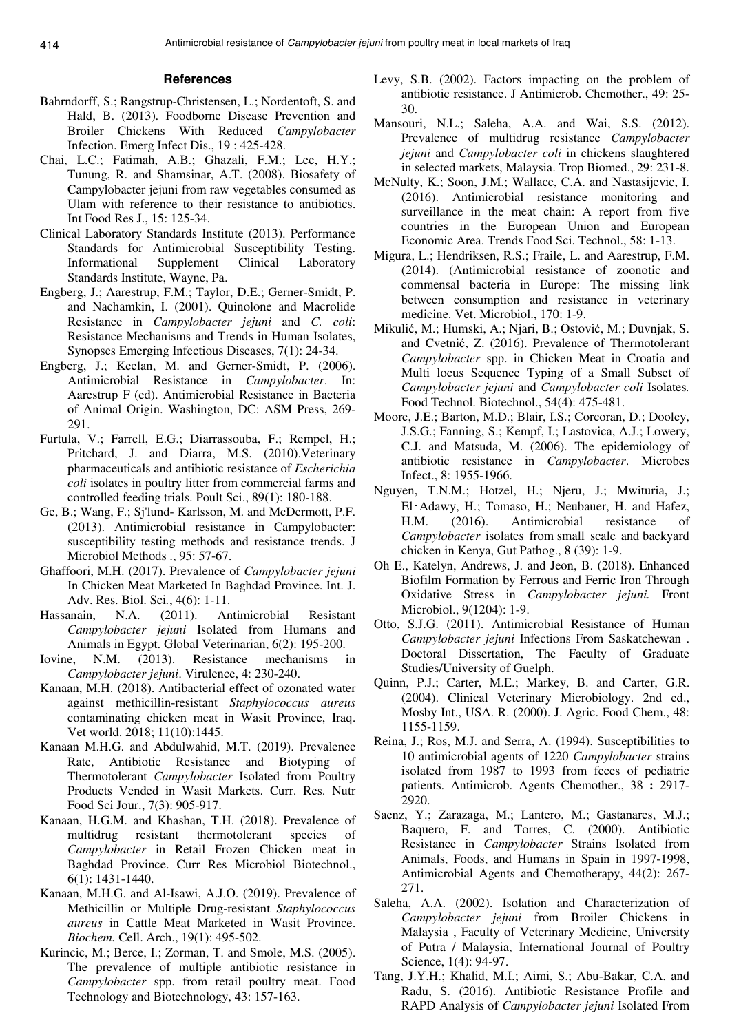## References

Bahrndorff, S.; Rangstrup-Christensen, L.; Nordentoft, S. and Hald, B. (2013). Foodborne Disease Prevention and Broiler Chickens With Reduced *Campylobacter* Infection. Emerg Infect Dis., 19 : 425-428.

Chai, L.C.; Fatimah, A.B.; Ghazali, F.M.; Lee, H.Y.; Tunung, R. and Shamsinar, A.T. (2008). Biosafety of Campylobacter jejuni from raw vegetables consumed as Ulam with reference to their resistance to antibiotics. Int Food Res J., 15: 125-34.

Clinical Laboratory Standards Institute (2013). Performance Standards for Antimicrobial Susceptibility Testing. Informational Supplement Clinical Laboratory Standards Institute, Wayne, Pa.

Engberg, J.; Aarestrup, F.M.; Taylor, D.E.; Gerner-Smidt, P. and Nachamkin, I. (2001). Quinolone and Macrolide Resistance in *Campylobacter jejuni* and *C. coli*: Resistance Mechanisms and Trends in Human Isolates, Synopses Emerging Infectious Diseases, 7(1): 24-34.

Engberg, J.; Keelan, M. and Gerner-Smidt, P. (2006). Antimicrobial Resistance in *Campylobacter*. In: Aarestrup F (ed). Antimicrobial Resistance in Bacteria of Animal Origin. Washington, DC: ASM Press, 269-291.

Furtula, V.; Farrell, E.G.; Diarrassouba, F.; Rempel, H.; Pritchard, J. and Diarra, M.S. (2010).Veterinary pharmaceuticals and antibiotic resistance of *Escherichia coli* isolates in poultry litter from commercial farms and controlled feeding trials. Poult Sci., 89(1): 180-188.

Ge, B.; Wang, F.; Sj'lund- Karlsson, M. and McDermott, P.F. (2013). Antimicrobial resistance in Campylobacter: susceptibility testing methods and resistance trends. J Microbiol Methods ., 95: 57-67.

Ghaffoori, M.H. (2017). Prevalence of *Campylobacter jejuni* In Chicken Meat Marketed In Baghdad Province. Int. J. Adv. Res. Biol. Sci., 4(6): 1-11.

Hassanain, N.A. (2011). Antimicrobial Resistant *Campylobacter jejuni* Isolated from Humans and Animals in Egypt. Global Veterinarian, 6(2): 195-200.

Iovine, N.M. (2013). Resistance mechanisms in *Campylobacter jejuni*. Virulence, 4: 230-240.

Kanaan, M.H. (2018). Antibacterial effect of ozonated water against methicillin-resistant *Staphylococcus aureus* contaminating chicken meat in Wasit Province, Iraq. Vet world. 2018; 11(10):1445.

Kanaan M.H.G. and Abdulwahid, M.T. (2019). Prevalence Rate, Antibiotic Resistance and Biotyping of Thermotolerant *Campylobacter* Isolated from Poultry Products Vended in Wasit Markets. Curr. Res. Nutr Food Sci Jour., 7(3): 905-917.

Kanaan, H.G.M. and Khashan, T.H. (2018). Prevalence of multidrug resistant thermotolerant species of *Campylobacter* in Retail Frozen Chicken meat in Baghdad Province. Curr Res Microbiol Biotechnol., 6(1): 1431-1440.

Kanaan, M.H.G. and Al-Isawi, A.J.O. (2019). Prevalence of Methicillin or Multiple Drug-resistant *Staphylococcus aureus* in Cattle Meat Marketed in Wasit Province. *Biochem.* Cell. Arch., 19(1): 495-502.

Kurincic, M.; Berce, I.; Zorman, T. and Smole, M.S. (2005). The prevalence of multiple antibiotic resistance in *Campylobacter* spp. from retail poultry meat. Food Technology and Biotechnology, 43: 157-163.

Levy, S.B. (2002). Factors impacting on the problem of antibiotic resistance. J Antimicrob. Chemother., 49: 25-30.

Mansouri, N.L.; Saleha, A.A. and Wai, S.S. (2012). Prevalence of multidrug resistance *Campylobacter jejuni* and *Campylobacter coli* in chickens slaughtered in selected markets, Malaysia. Trop Biomed., 29: 231-8.

McNulty, K.; Soon, J.M.; Wallace, C.A. and Nastasijevic, I. (2016). Antimicrobial resistance monitoring and surveillance in the meat chain: A report from five countries in the European Union and European Economic Area. Trends Food Sci. Technol., 58: 1-13.

Migura, L.; Hendriksen, R.S.; Fraile, L. and Aarestrup, F.M. (2014). (Antimicrobial resistance of zoonotic and commensal bacteria in Europe: The missing link between consumption and resistance in veterinary medicine. Vet. Microbiol., 170: 1-9.

Mikulić, M.; Humski, A.; Njari, B.; Ostović, M.; Duvnjak, S. and Cvetnić, Z. (2016). Prevalence of Thermotolerant *Campylobacter* spp. in Chicken Meat in Croatia and Multi locus Sequence Typing of a Small Subset of *Campylobacter jejuni* and *Campylobacter coli* Isolates*.* Food Technol. Biotechnol., 54(4): 475-481.

Moore, J.E.; Barton, M.D.; Blair, I.S.; Corcoran, D.; Dooley, J.S.G.; Fanning, S.; Kempf, I.; Lastovica, A.J.; Lowery, C.J. and Matsuda, M. (2006). The epidemiology of antibiotic resistance in *Campylobacter*. Microbes Infect., 8: 1955-1966.

Nguyen, T.N.M.; Hotzel, H.; Njeru, J.; Mwituria, J.; El‑Adawy, H.; Tomaso, H.; Neubauer, H. and Hafez, H.M. (2016). Antimicrobial resistance of *Campylobacter* isolates from small scale and backyard chicken in Kenya, Gut Pathog., 8 (39): 1-9.

Oh E., Katelyn, Andrews, J. and Jeon, B. (2018). Enhanced Biofilm Formation by Ferrous and Ferric Iron Through Oxidative Stress in *Campylobacter jejuni.* Front Microbiol., 9(1204): 1-9.

Otto, S.J.G. (2011). Antimicrobial Resistance of Human *Campylobacter jejuni* Infections From Saskatchewan . Doctoral Dissertation, The Faculty of Graduate Studies/University of Guelph.

Quinn, P.J.; Carter, M.E.; Markey, B. and Carter, G.R. (2004). Clinical Veterinary Microbiology. 2nd ed., Mosby Int., USA. R. (2000). J. Agric. Food Chem., 48: 1155-1159.

Reina, J.; Ros, M.J. and Serra, A. (1994). Susceptibilities to 10 antimicrobial agents of 1220 *Campylobacter* strains isolated from 1987 to 1993 from feces of pediatric patients. Antimicrob. Agents Chemother., 38 **:** 2917-2920.

Saenz, Y.; Zarazaga, M.; Lantero, M.; Gastanares, M.J.; Baquero, F. and Torres, C. (2000). Antibiotic Resistance in *Campylobacter* Strains Isolated from Animals, Foods, and Humans in Spain in 1997-1998, Antimicrobial Agents and Chemotherapy, 44(2): 267-271.

Saleha, A.A. (2002). Isolation and Characterization of *Campylobacter jejuni* from Broiler Chickens in Malaysia , Faculty of Veterinary Medicine, University of Putra / Malaysia, International Journal of Poultry Science, 1(4): 94-97.

Tang, J.Y.H.; Khalid, M.I.; Aimi, S.; Abu-Bakar, C.A. and Radu, S. (2016). Antibiotic Resistance Profile and RAPD Analysis of *Campylobacter jejuni* Isolated From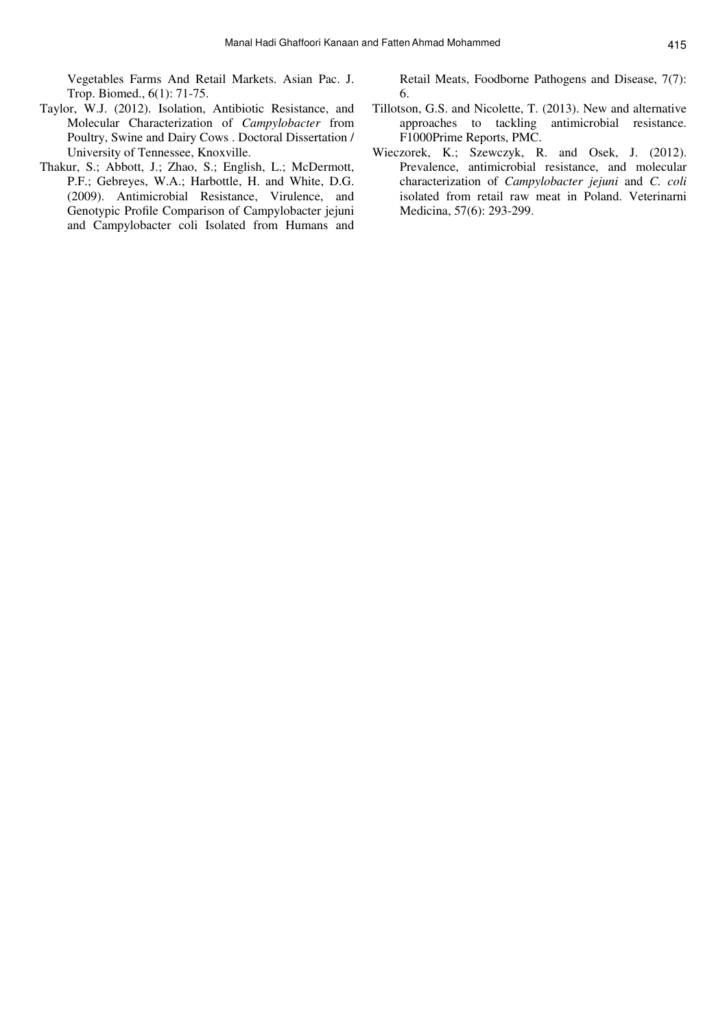Vegetables Farms And Retail Markets. Asian Pac. J. Trop. Biomed., 6(1): 71-75.

Taylor, W.J. (2012). Isolation, Antibiotic Resistance, and Molecular Characterization of *Campylobacter* from Poultry, Swine and Dairy Cows . Doctoral Dissertation / University of Tennessee, Knoxville.

Thakur, S.; Abbott, J.; Zhao, S.; English, L.; McDermott, P.F.; Gebreyes, W.A.; Harbottle, H. and White, D.G. (2009). Antimicrobial Resistance, Virulence, and Genotypic Profile Comparison of Campylobacter jejuni and Campylobacter coli Isolated from Humans and Retail Meats, Foodborne Pathogens and Disease, 7(7): 6.

Tillotson, G.S. and Nicolette, T. (2013). New and alternative approaches to tackling antimicrobial resistance. F1000Prime Reports, PMC.

Wieczorek, K.; Szewczyk, R. and Osek, J. (2012). Prevalence, antimicrobial resistance, and molecular characterization of *Campylobacter jejuni* and *C. coli* isolated from retail raw meat in Poland. Veterinarni Medicina, 57(6): 293-299.